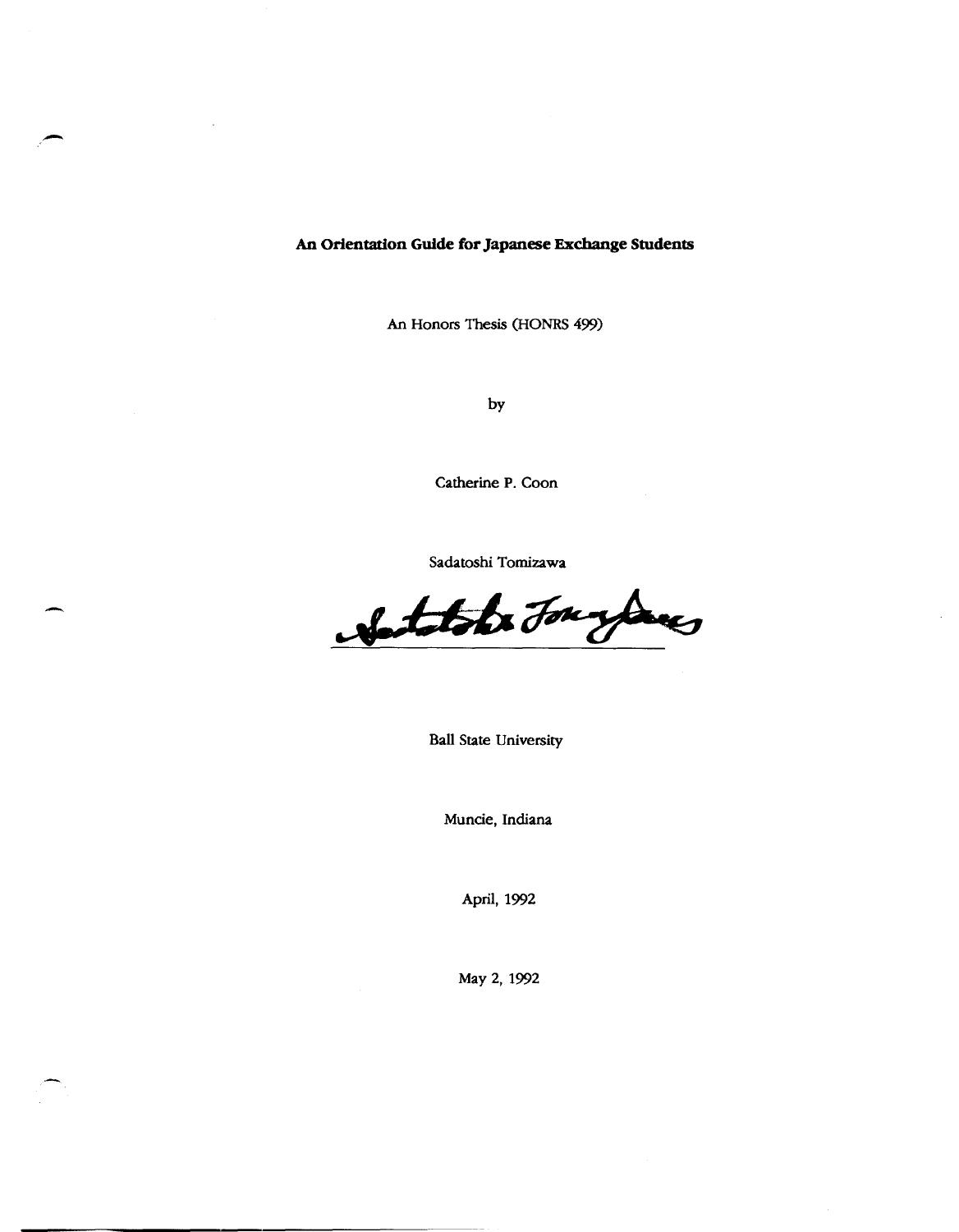**An Orientation Guide for Japanese Exchange Students**

An Honors Thesis (HONRS 499)

by

Catherine P. Coon

Sadatoshi Tomizawa

Ball State University

Muncie, Indiana

April, 1992

May 2, 1992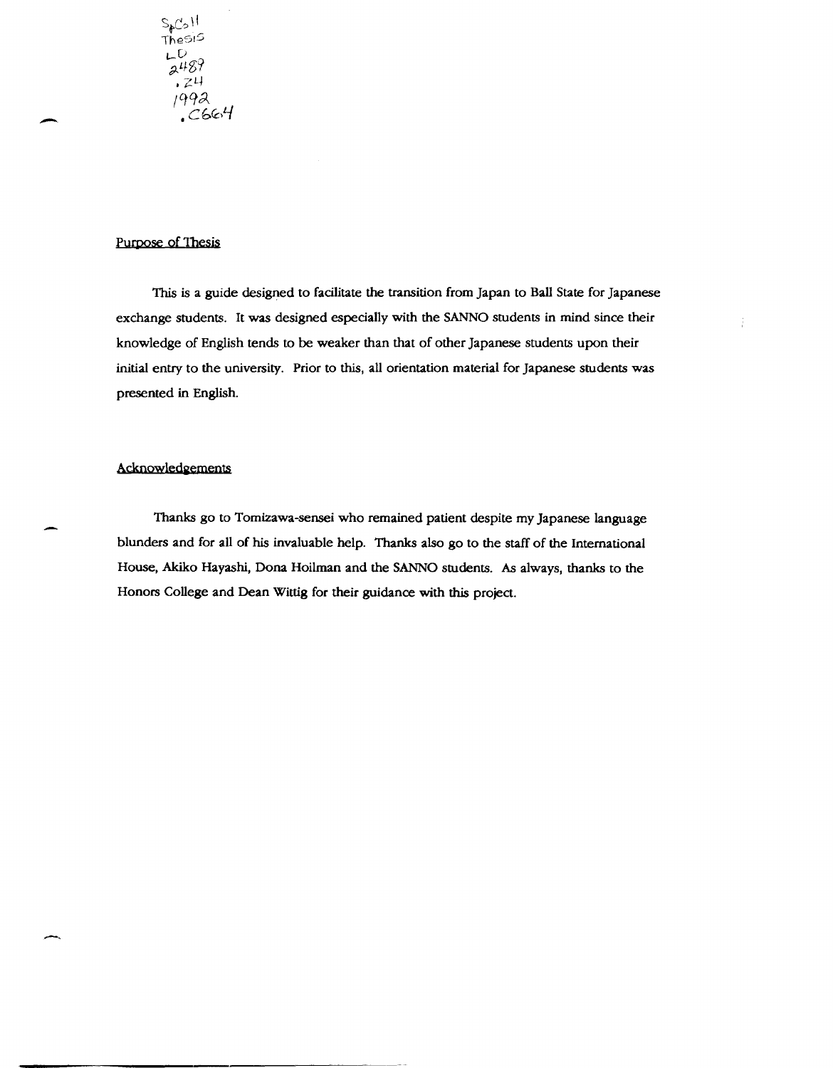SpColl
Thesis
LD
2489
.Z4
1992
.C664

## Purpose of Thesis

This is a guide designed to facilitate the transition from Japan to Ball State for Japanese exchange students. It was designed especially with the SANNO students in mind since their knowledge of English tends to be weaker than that of other Japanese students upon their initial entry to the university. Prior to this, all orientation material for Japanese students was presented in English.

## Acknowledgements

Thanks go to Tomizawa-sensei who remained patient despite my Japanese language blunders and for all of his invaluable help. Thanks also go to the staff of the International House, Akiko Hayashi, Dona Hoilman and the SANNO students. As always, thanks to the Honors College and Dean Wittig for their guidance with this project.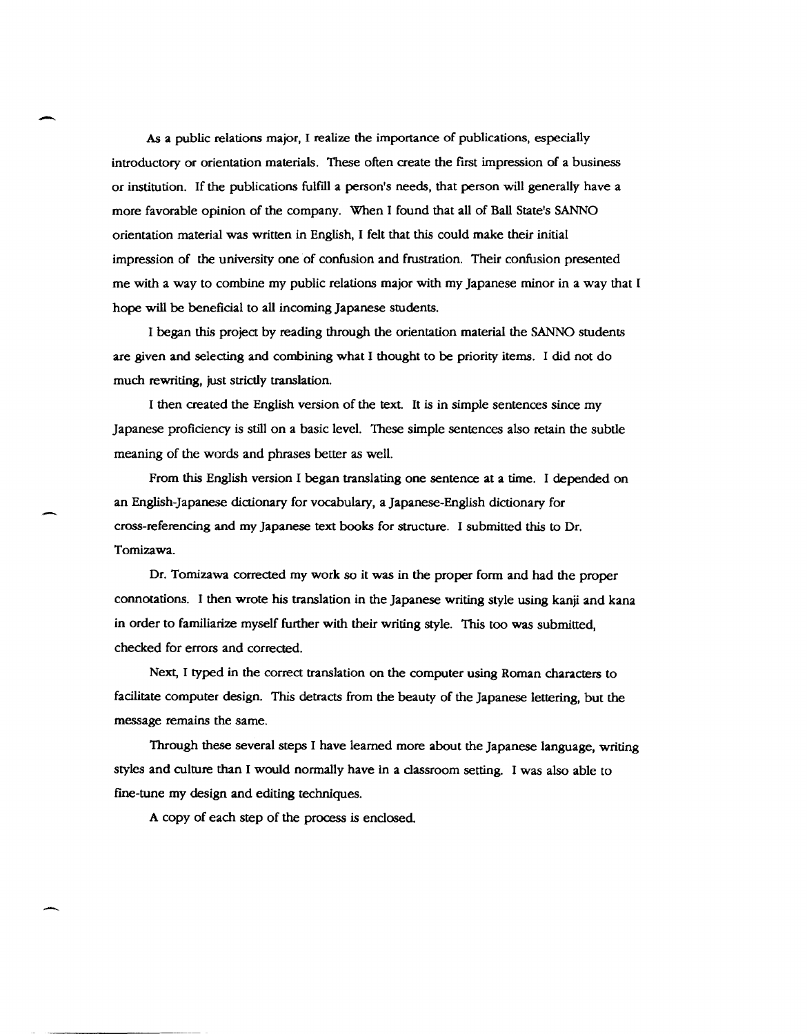As a public relations major, I realize the importance of publications, especially introductory or orientation materials. These often create the first impression of a business or institution. If the publications fulfill a person's needs, that person will generally have a more favorable opinion of the company. When I found that all of Ball State's SANNO orientation material was written in English, I felt that this could make their initial impression of the university one of confusion and frustration. Their confusion presented me with a way to combine my public relations major with my Japanese minor in a way that I hope will be beneficial to all incoming Japanese students.

I began this project by reading through the orientation material the SANNO students are given and selecting and combining what I thought to be priority items. I did not do much rewriting, just strictly translation.

I then created the English version of the text. It is in simple sentences since my Japanese proficiency is still on a basic level. These simple sentences also retain the subtle meaning of the words and phrases better as well.

From this English version I began translating one sentence at a time. I depended on an English-Japanese dictionary for vocabulary, a Japanese-English dictionary for cross-referencing and my Japanese text books for structure. I submitted this to Dr. Tomizawa.

Dr. Tomizawa corrected my work so it was in the proper form and had the proper connotations. I then wrote his translation in the Japanese writing style using kanji and kana in order to familiarize myself further with their writing style. This too was submitted, checked for errors and corrected.

Next, I typed in the correct translation on the computer using Roman characters to facilitate computer design. This detracts from the beauty of the Japanese lettering, but the message remains the same.

Through these several steps I have learned more about the Japanese language, writing styles and culture than I would normally have in a classroom setting. I was also able to fine-tune my design and editing techniques.

A copy of each step of the process is enclosed.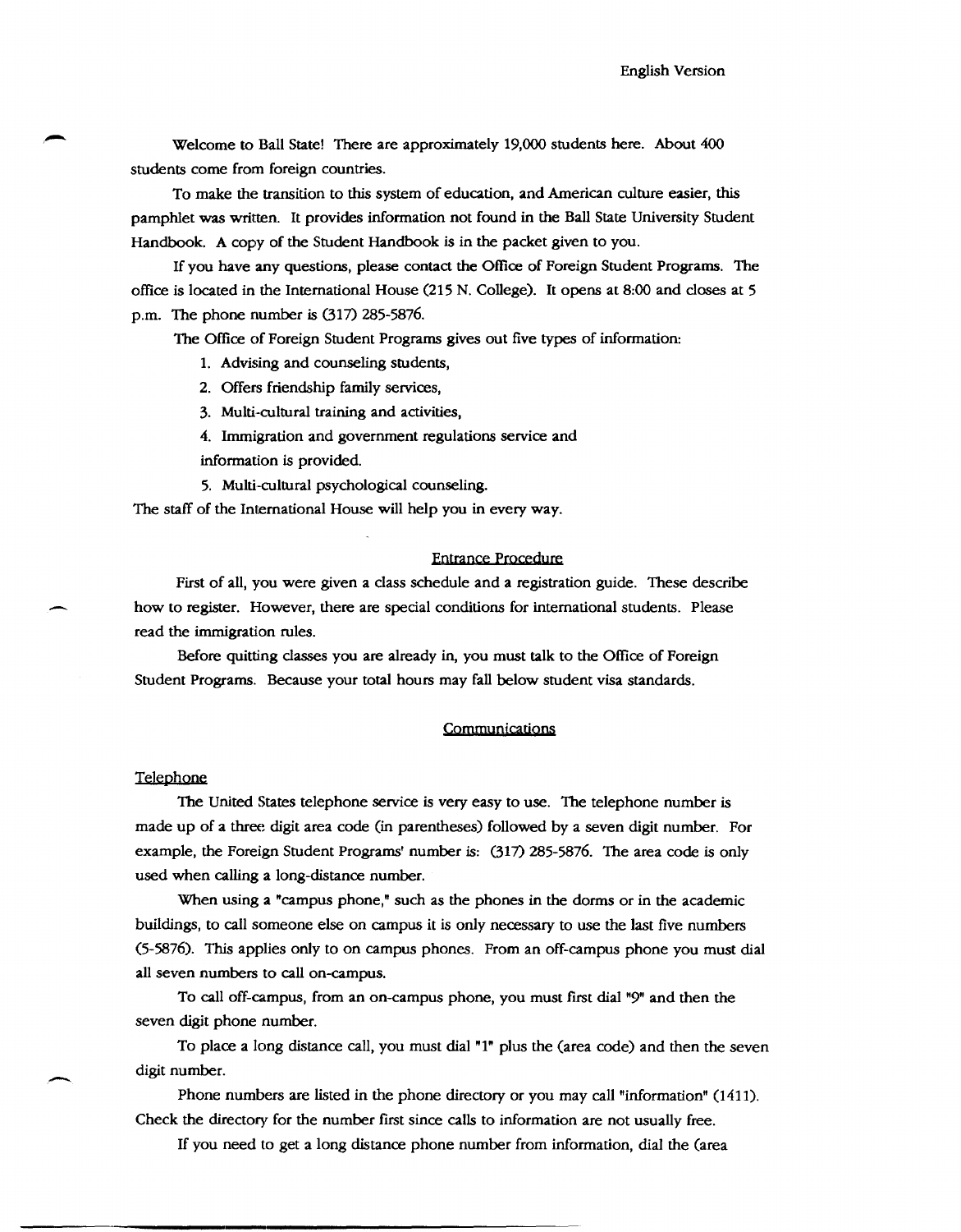English Version

Welcome to Ball State! There are approximately 19,000 students here. About 400 students come from foreign countries.

To make the transition to this system of education, and American culture easier, this pamphlet was written. It provides information not found in the Ball State University Student Handbook. A copy of the Student Handbook is in the packet given to you.

If you have any questions, please contact the Office of Foreign Student Programs. The office is located in the International House (215 N. College). It opens at 8:00 and closes at 5 p.m. The phone number is (317) 285-5876.

The Office of Foreign Student Programs gives out five types of information:

1. Advising and counseling students,
2. Offers friendship family services,
3. Multi-cultural training and activities,
4. Immigration and government regulations service and information is provided.
5. Multi-cultural psychological counseling.

The staff of the International House will help you in every way.

## Entrance Procedure

First of all, you were given a class schedule and a registration guide. These describe how to register. However, there are special conditions for international students. Please read the immigration rules.

Before quitting classes you are already in, you must talk to the Office of Foreign Student Programs. Because your total hours may fall below student visa standards.

## Communications

### Telephone

The United States telephone service is very easy to use. The telephone number is made up of a three digit area code (in parentheses) followed by a seven digit number. For example, the Foreign Student Programs' number is: (317) 285-5876. The area code is only used when calling a long-distance number.

When using a "campus phone," such as the phones in the dorms or in the academic buildings, to call someone else on campus it is only necessary to use the last five numbers (5-5876). This applies only to on campus phones. From an off-campus phone you must dial all seven numbers to call on-campus.

To call off-campus, from an on-campus phone, you must first dial "9" and then the seven digit phone number.

To place a long distance call, you must dial "1" plus the (area code) and then the seven digit number.

Phone numbers are listed in the phone directory or you may call "information" (1411). Check the directory for the number first since calls to information are not usually free.

If you need to get a long distance phone number from information, dial the (area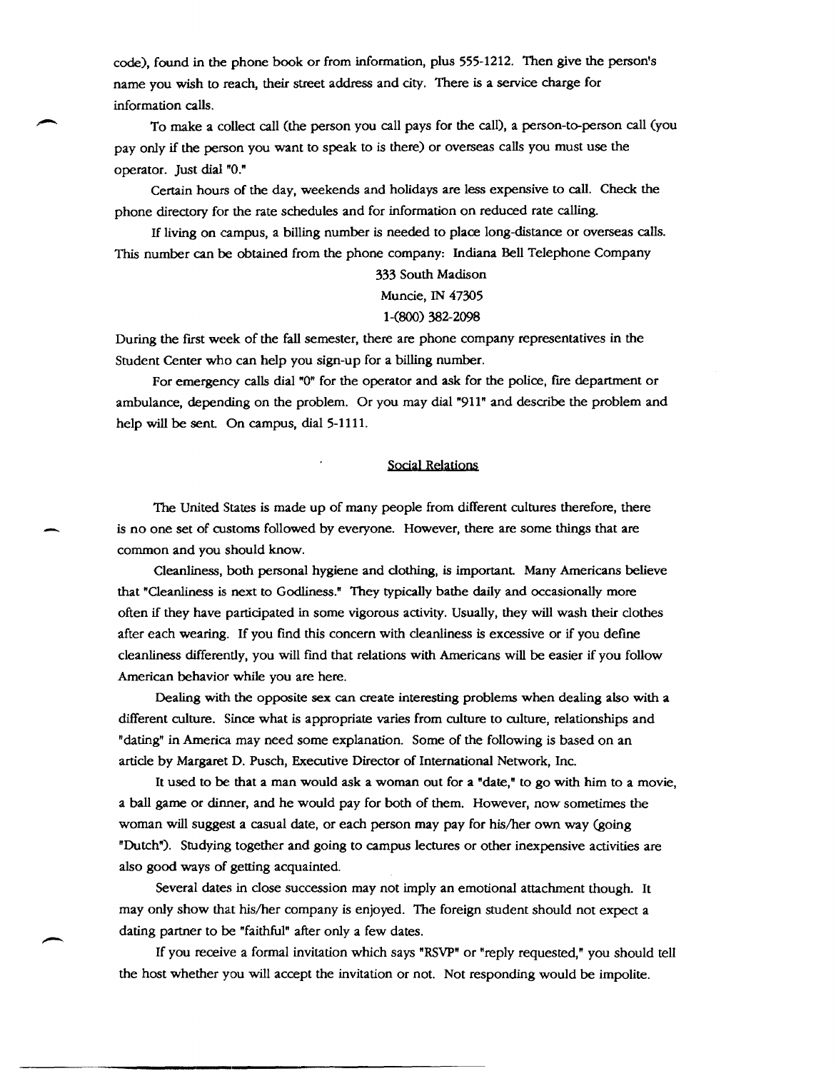code), found in the phone book or from information, plus 555-1212. Then give the person's name you wish to reach, their street address and city. There is a service charge for information calls.

To make a collect call (the person you call pays for the call), a person-to-person call (you pay only if the person you want to speak to is there) or overseas calls you must use the operator. Just dial "0."

Certain hours of the day, weekends and holidays are less expensive to call. Check the phone directory for the rate schedules and for information on reduced rate calling.

If living on campus, a billing number is needed to place long-distance or overseas calls. This number can be obtained from the phone company: Indiana Bell Telephone Company

333 South Madison
Muncie, IN 47305
1-(800) 382-2098

During the first week of the fall semester, there are phone company representatives in the Student Center who can help you sign-up for a billing number.

For emergency calls dial "0" for the operator and ask for the police, fire department or ambulance, depending on the problem. Or you may dial "911" and describe the problem and help will be sent. On campus, dial 5-1111.

## Social Relations

The United States is made up of many people from different cultures therefore, there is no one set of customs followed by everyone. However, there are some things that are common and you should know.

Cleanliness, both personal hygiene and clothing, is important. Many Americans believe that "Cleanliness is next to Godliness." They typically bathe daily and occasionally more often if they have participated in some vigorous activity. Usually, they will wash their clothes after each wearing. If you find this concern with cleanliness is excessive or if you define cleanliness differently, you will find that relations with Americans will be easier if you follow American behavior while you are here.

Dealing with the opposite sex can create interesting problems when dealing also with a different culture. Since what is appropriate varies from culture to culture, relationships and "dating" in America may need some explanation. Some of the following is based on an article by Margaret D. Pusch, Executive Director of International Network, Inc.

It used to be that a man would ask a woman out for a "date," to go with him to a movie, a ball game or dinner, and he would pay for both of them. However, now sometimes the woman will suggest a casual date, or each person may pay for his/her own way (going "Dutch"). Studying together and going to campus lectures or other inexpensive activities are also good ways of getting acquainted.

Several dates in close succession may not imply an emotional attachment though. It may only show that his/her company is enjoyed. The foreign student should not expect a dating partner to be "faithful" after only a few dates.

If you receive a formal invitation which says "RSVP" or "reply requested," you should tell the host whether you will accept the invitation or not. Not responding would be impolite.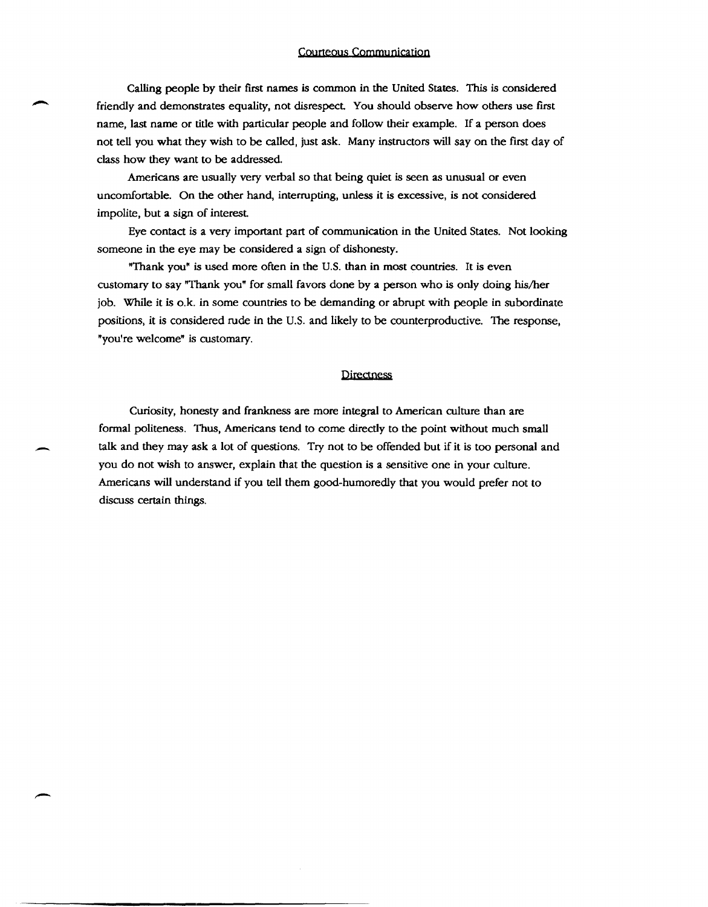## Courteous Communication

Calling people by their first names is common in the United States. This is considered friendly and demonstrates equality, not disrespect. You should observe how others use first name, last name or title with particular people and follow their example. If a person does not tell you what they wish to be called, just ask. Many instructors will say on the first day of class how they want to be addressed.

Americans are usually very verbal so that being quiet is seen as unusual or even uncomfortable. On the other hand, interrupting, unless it is excessive, is not considered impolite, but a sign of interest.

Eye contact is a very important part of communication in the United States. Not looking someone in the eye may be considered a sign of dishonesty.

"Thank you" is used more often in the U.S. than in most countries. It is even customary to say "Thank you" for small favors done by a person who is only doing his/her job. While it is o.k. in some countries to be demanding or abrupt with people in subordinate positions, it is considered rude in the U.S. and likely to be counterproductive. The response, "you're welcome" is customary.

## Directness

Curiosity, honesty and frankness are more integral to American culture than are formal politeness. Thus, Americans tend to come directly to the point without much small talk and they may ask a lot of questions. Try not to be offended but if it is too personal and you do not wish to answer, explain that the question is a sensitive one in your culture. Americans will understand if you tell them good-humoredly that you would prefer not to discuss certain things.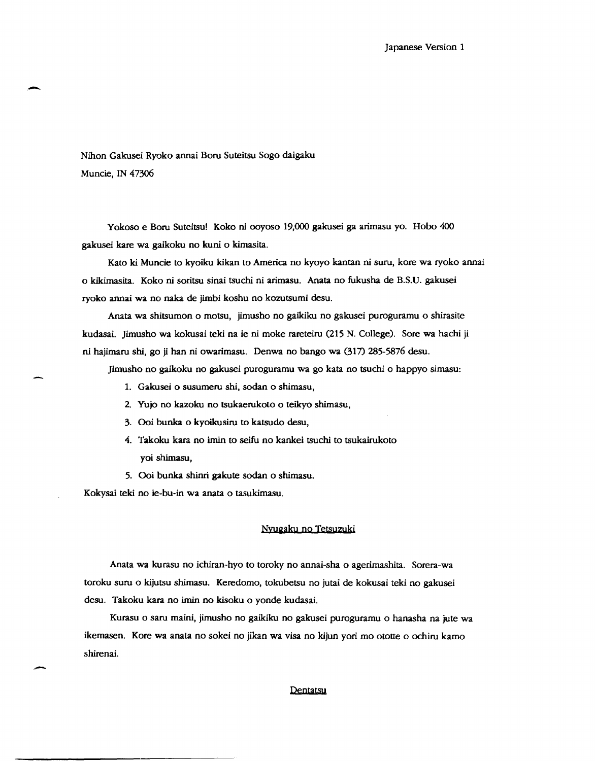Japanese Version 1

Nihon Gakusei Ryoko annai Boru Suteitsu Sogo daigaku
Muncie, IN 47306

Yokoso e Boru Suteitsu! Koko ni ooyoso 19,000 gakusei ga arimasu yo. Hobo 400 gakusei kare wa gaikoku no kuni o kimasita.

Kato ki Muncie to kyoiku kikan to America no kyoyo kantan ni suru, kore wa ryoko annai o kikimasita. Koko ni soritsu sinai tsuchi ni arimasu. Anata no fukusha de B.S.U. gakusei ryoko annai wa no naka de jimbi koshu no kozutsumi desu.

Anata wa shitsumon o motsu, jimusho no gaikiku no gakusei puroguramu o shirasite kudasai. Jimusho wa kokusai teki na ie ni moke rareteiru (215 N. College). Sore wa hachi ji ni hajimaru shi, go ji han ni owarimasu. Denwa no bango wa (317) 285-5876 desu.

Jimusho no gaikoku no gakusei puroguramu wa go kata no tsuchi o happyo simasu:

1. Gakusei o susumeru shi, sodan o shimasu,
2. Yujo no kazoku no tsukaerukoto o teikyo shimasu,
3. Ooi bunka o kyoikusiru to katsudo desu,
4. Takoku kara no imin to seifu no kankei tsuchi to tsukairukoto yoi shimasu,
5. Ooi bunka shinri gakute sodan o shimasu.

Kokysai teki no ie-bu-in wa anata o tasukimasu.

## Nyugaku no Tetsuzuki

Anata wa kurasu no ichiran-hyo to toroky no annai-sha o agerimashita. Sorera-wa toroku suru o kijutsu shimasu. Keredomo, tokubetsu no jutai de kokusai teki no gakusei desu. Takoku kara no imin no kisoku o yonde kudasai.

Kurasu o saru maini, jimusho no gaikiku no gakusei puroguramu o hanasha na jute wa ikemasen. Kore wa anata no sokei no jikan wa visa no kijun yori mo ototte o ochiru kamo shirenai.

## Dentatsu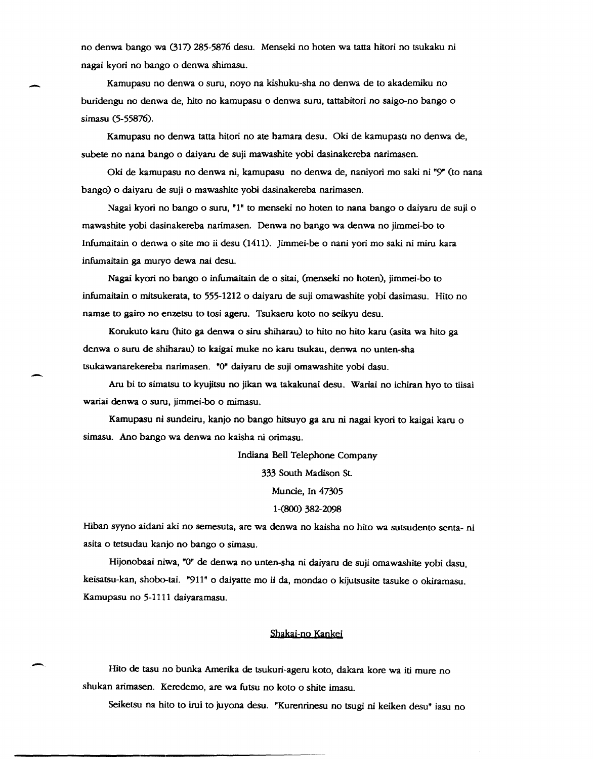no denwa bango wa (317) 285-5876 desu. Menseki no hoten wa tatta hitori no tsukaku ni nagai kyori no bango o denwa shimasu.

Kamupasu no denwa o suru, noyo na kishuku-sha no denwa de to akademiku no buridengu no denwa de, hito no kamupasu o denwa suru, tattabitori no saigo-no bango o simasu (5-55876).

Kamupasu no denwa tatta hitori no ate hamara desu. Oki de kamupasu no denwa de, subete no nana bango o daiyaru de suji mawashite yobi dasinakereba narimasen.

Oki de kamupasu no denwa ni, kamupasu no denwa de, naniyori mo saki ni "9" (to nana bango) o daiyaru de suji o mawashite yobi dasinakereba narimasen.

Nagai kyori no bango o suru, "1" to menseki no hoten to nana bango o daiyaru de suji o mawashite yobi dasinakereba narimasen. Denwa no bango wa denwa no jimmei-bo to Infumaitain o denwa o site mo ii desu (1411). Jimmei-be o nani yori mo saki ni miru kara infumaitain ga muryo dewa nai desu.

Nagai kyori no bango o infumaitain de o sitai, (menseki no hoten), jimmei-bo to infumaitain o mitsukerata, to 555-1212 o daiyaru de suji omawashite yobi dasimasu. Hito no namae to gairo no enzetsu to tosi ageru. Tsukaeru koto no seikyu desu.

Korukuto karu (hito ga denwa o siru shiharau) to hito no hito karu (asita wa hito ga denwa o suru de shiharau) to kaigai muke no karu tsukau, denwa no unten-sha tsukawanarekereba narimasen. "0" daiyaru de suji omawashite yobi dasu.

Aru bi to simatsu to kyujitsu no jikan wa takakunai desu. Wariai no ichiran hyo to tiisai wariai denwa o suru, jimmei-bo o mimasu.

Kamupasu ni sundeiru, kanjo no bango hitsuyo ga aru ni nagai kyori to kaigai karu o simasu. Ano bango wa denwa no kaisha ni orimasu.

Indiana Bell Telephone Company
333 South Madison St.
Muncie, In 47305
1-(800) 382-2098

Hiban syyno aidani aki no semesuta, are wa denwa no kaisha no hito wa sutsudento senta- ni asita o tetsudau kanjo no bango o simasu.

Hijonobaai niwa, "0" de denwa no unten-sha ni daiyaru de suji omawashite yobi dasu, keisatsu-kan, shobo-tai. "911" o daiyatte mo ii da, mondao o kijutsusite tasuke o okiramasu. Kamupasu no 5-1111 daiyaramasu.

## Shakai-no Kankei

Hito de tasu no bunka Amerika de tsukuri-ageru koto, dakara kore wa iti mure no shukan arimasen. Keredemo, are wa futsu no koto o shite imasu.

Seiketsu na hito to irui to juyona desu. "Kurenrinesu no tsugi ni keiken desu" iasu no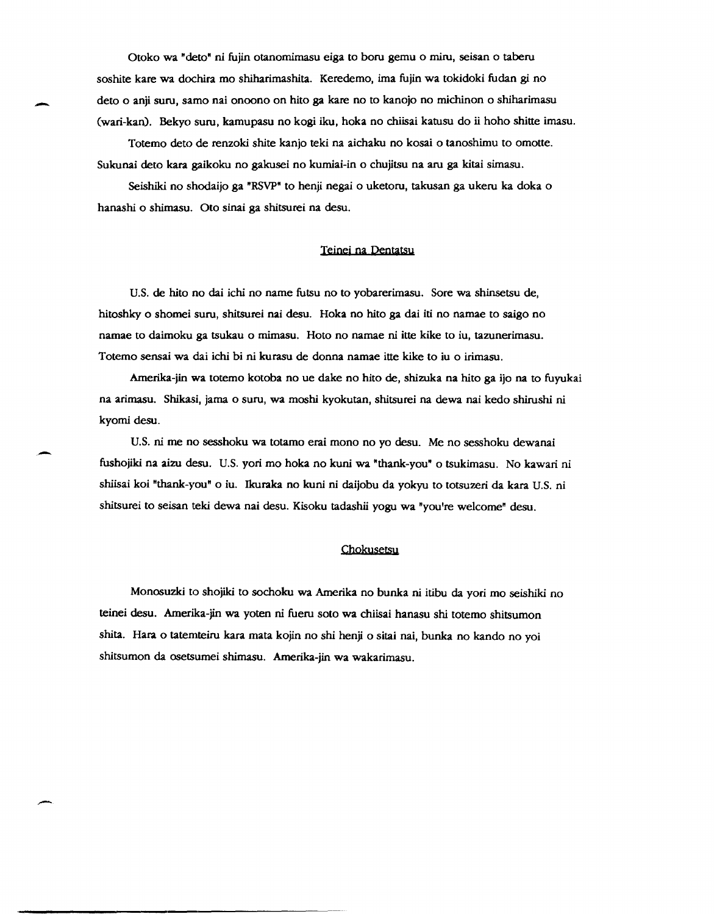Otoko wa "deto" ni fujin otanomimasu eiga to boru gemu o miru, seisan o taberu soshite kare wa dochira mo shiharimashita. Keredemo, ima fujin wa tokidoki fudan gi no deto o anji suru, samo nai onoono on hito ga kare no to kanojo no michinon o shiharimasu (wari-kan). Bekyo suru, kamupasu no kogi iku, hoka no chiisai katusu do ii hoho shitte imasu.

Totemo deto de renzoki shite kanjo teki na aichaku no kosai o tanoshimu to omotte. Sukunai deto kara gaikoku no gakusei no kumiai-in o chujitsu na aru ga kitai simasu.

Seishiki no shodaijo ga "RSVP" to henji negai o uketoru, takusan ga ukeru ka doka o hanashi o shimasu. Oto sinai ga shitsurei na desu.

## Teinei na Dentatsu

U.S. de hito no dai ichi no name futsu no to yobarerimasu. Sore wa shinsetsu de, hitoshky o shomei suru, shitsurei nai desu. Hoka no hito ga dai iti no namae to saigo no namae to daimoku ga tsukau o mimasu. Hoto no namae ni itte kike to iu, tazunerimasu. Totemo sensai wa dai ichi bi ni kurasu de donna namae itte kike to iu o irimasu.

Amerika-jin wa totemo kotoba no ue dake no hito de, shizuka na hito ga ijo na to fuyukai na arimasu. Shikasi, jama o suru, wa moshi kyokutan, shitsurei na dewa nai kedo shirushi ni kyomi desu.

U.S. ni me no sesshoku wa totamo erai mono no yo desu. Me no sesshoku dewanai fushojiki na aizu desu. U.S. yori mo hoka no kuni wa "thank-you" o tsukimasu. No kawari ni shiisai koi "thank-you" o iu. Ikuraka no kuni ni daijobu da yokyu to totsuzeri da kara U.S. ni shitsurei to seisan teki dewa nai desu. Kisoku tadashii yogu wa "you're welcome" desu.

## Chokusetsu

Monosuzki to shojiki to sochoku wa Amerika no bunka ni itibu da yori mo seishiki no teinei desu. Amerika-jin wa yoten ni fueru soto wa chiisai hanasu shi totemo shitsumon shita. Hara o tatemteiru kara mata kojin no shi henji o sitai nai, bunka no kando no yoi shitsumon da osetsumei shimasu. Amerika-jin wa wakarimasu.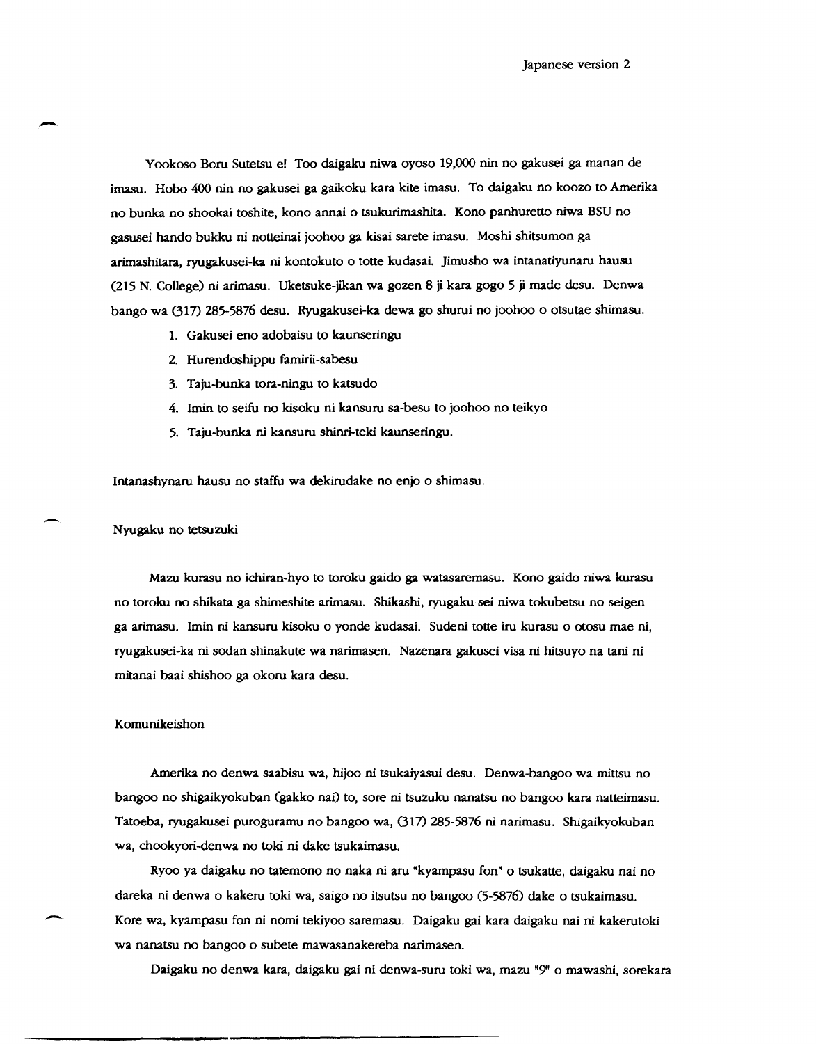Yookoso Boru Sutetsu e! Too daigaku niwa oyoso 19,000 nin no gakusei ga manan de imasu. Hobo 400 nin no gakusei ga gaikoku kara kite imasu. To daigaku no koozo to Amerika no bunka no shookai toshite, kono annai o tsukurimashita. Kono panhuretto niwa BSU no gasusei hando bukku ni notteinai joohoo ga kisai sarete imasu. Moshi shitsumon ga arimashitara, ryugakusei-ka ni kontokuto o totte kudasai. Jimusho wa intanatiyunaru hausu (215 N. College) ni arimasu. Uketsuke-jikan wa gozen 8 ji kara gogo 5 ji made desu. Denwa bango wa (317) 285-5876 desu. Ryugakusei-ka dewa go shurui no joohoo o otsutae shimasu.

1. Gakusei eno adobaisu to kaunseringu
2. Hurendoshippu famirii-sabesu
3. Taju-bunka tora-ningu to katsudo
4. Imin to seifu no kisoku ni kansuru sa-besu to joohoo no teikyo
5. Taju-bunka ni kansuru shinri-teki kaunseringu.

Intanashynaru hausu no staffu wa dekirudake no enjo o shimasu.

## Nyugaku no tetsuzuki

Mazu kurasu no ichiran-hyo to toroku gaido ga watasaremasu. Kono gaido niwa kurasu no toroku no shikata ga shimeshite arimasu. Shikashi, ryugaku-sei niwa tokubetsu no seigen ga arimasu. Imin ni kansuru kisoku o yonde kudasai. Sudeni totte iru kurasu o otosu mae ni, ryugakusei-ka ni sodan shinakute wa narimasen. Nazenara gakusei visa ni hitsuyo na tani ni mitanai baai shishoo ga okoru kara desu.

## Komunikeishon

Amerika no denwa saabisu wa, hijoo ni tsukaiyasui desu. Denwa-bangoo wa mittsu no bangoo no shigaikyokuban (gakko nai) to, sore ni tsuzuku nanatsu no bangoo kara natteimasu. Tatoeba, ryugakusei puroguramu no bangoo wa, (317) 285-5876 ni narimasu. Shigaikyokuban wa, chookyori-denwa no toki ni dake tsukaimasu.

Ryoo ya daigaku no tatemono no naka ni aru "kyampasu fon" o tsukatte, daigaku nai no dareka ni denwa o kakeru toki wa, saigo no itsutsu no bangoo (5-5876) dake o tsukaimasu. Kore wa, kyampasu fon ni nomi tekiyoo saremasu. Daigaku gai kara daigaku nai ni kakerutoki wa nanatsu no bangoo o subete mawasanakereba narimasen.

Daigaku no denwa kara, daigaku gai ni denwa-suru toki wa, mazu "9" o mawashi, sorekara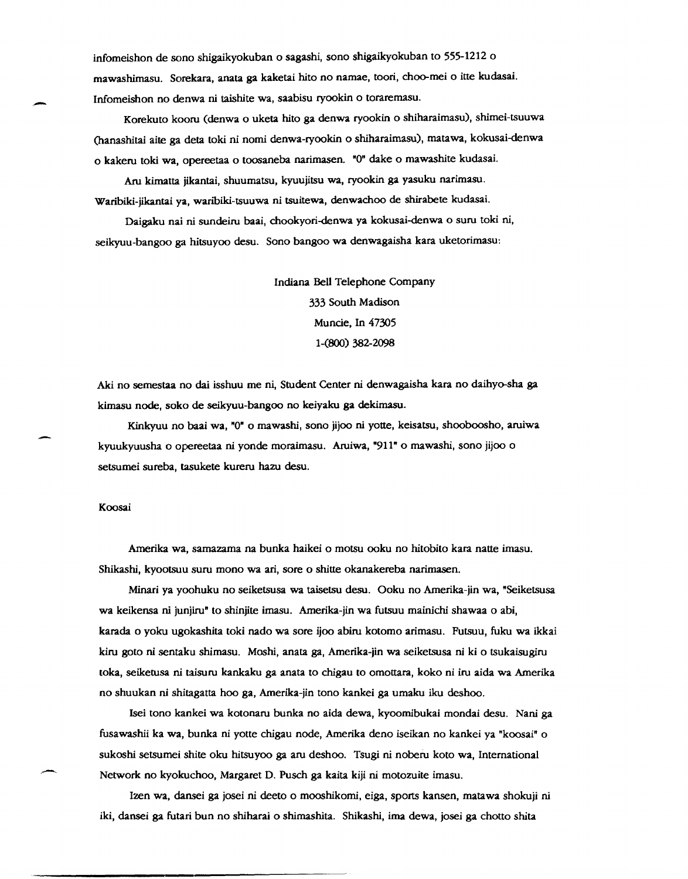infomeishon de sono shigaikyokuban o sagashi, sono shigaikyokuban to 555-1212 o mawashimasu. Sorekara, anata ga kaketai hito no namae, toori, choo-mei o itte kudasai. Infomeishon no denwa ni taishite wa, saabisu ryookin o toraremasu.

Korekuto kooru (denwa o uketa hito ga denwa ryookin o shiharaimasu), shimei-tsuuwa (hanashitai aite ga deta toki ni nomi denwa-ryookin o shiharaimasu), matawa, kokusai-denwa o kakeru toki wa, opereetaa o toosaneba narimasen. "0" dake o mawashite kudasai.

Aru kimatta jikantai, shuumatsu, kyuujitsu wa, ryookin ga yasuku narimasu. Waribiki-jikantai ya, waribiki-tsuuwa ni tsuitewa, denwachoo de shirabete kudasai.

Daigaku nai ni sundeiru baai, chookyori-denwa ya kokusai-denwa o suru toki ni, seikyuu-bangoo ga hitsuyoo desu. Sono bangoo wa denwagaisha kara uketorimasu:

Indiana Bell Telephone Company
333 South Madison
Muncie, In 47305
1-(800) 382-2098

Aki no semestaa no dai isshuu me ni, Student Center ni denwagaisha kara no daihyo-sha ga kimasu node, soko de seikyuu-bangoo no keiyaku ga dekimasu.

Kinkyuu no baai wa, "0" o mawashi, sono jijoo ni yotte, keisatsu, shooboosho, aruiwa kyuukyuusha o opereetaa ni yonde moraimasu. Aruiwa, "911" o mawashi, sono jijoo o setsumei sureba, tasukete kureru hazu desu.

Koosai

Amerika wa, samazama na bunka haikei o motsu ooku no hitobito kara natte imasu. Shikashi, kyootsuu suru mono wa ari, sore o shitte okanakereba narimasen.

Minari ya yoohuku no seiketsusa wa taisetsu desu. Ooku no Amerika-jin wa, "Seiketsusa wa keikensa ni junjiru" to shinjite imasu. Amerika-jin wa futsuu mainichi shawaa o abi, karada o yoku ugokashita toki nado wa sore ijoo abiru kotomo arimasu. Futsuu, fuku wa ikkai kiru goto ni sentaku shimasu. Moshi, anata ga, Amerika-jin wa seiketsusa ni ki o tsukaisugiru toka, seiketusa ni taisuru kankaku ga anata to chigau to omottara, koko ni iru aida wa Amerika no shuukan ni shitagatta hoo ga, Amerika-jin tono kankei ga umaku iku deshoo.

Isei tono kankei wa kotonaru bunka no aida dewa, kyoomibukai mondai desu. Nani ga fusawashii ka wa, bunka ni yotte chigau node, Amerika deno iseikan no kankei ya "koosai" o sukoshi setsumei shite oku hitsuyoo ga aru deshoo. Tsugi ni noberu koto wa, International Network no kyokuchoo, Margaret D. Pusch ga kaita kiji ni motozuite imasu.

Izen wa, dansei ga josei ni deeto o mooshikomi, eiga, sports kansen, matawa shokuji ni iki, dansei ga futari bun no shiharai o shimashita. Shikashi, ima dewa, josei ga chotto shita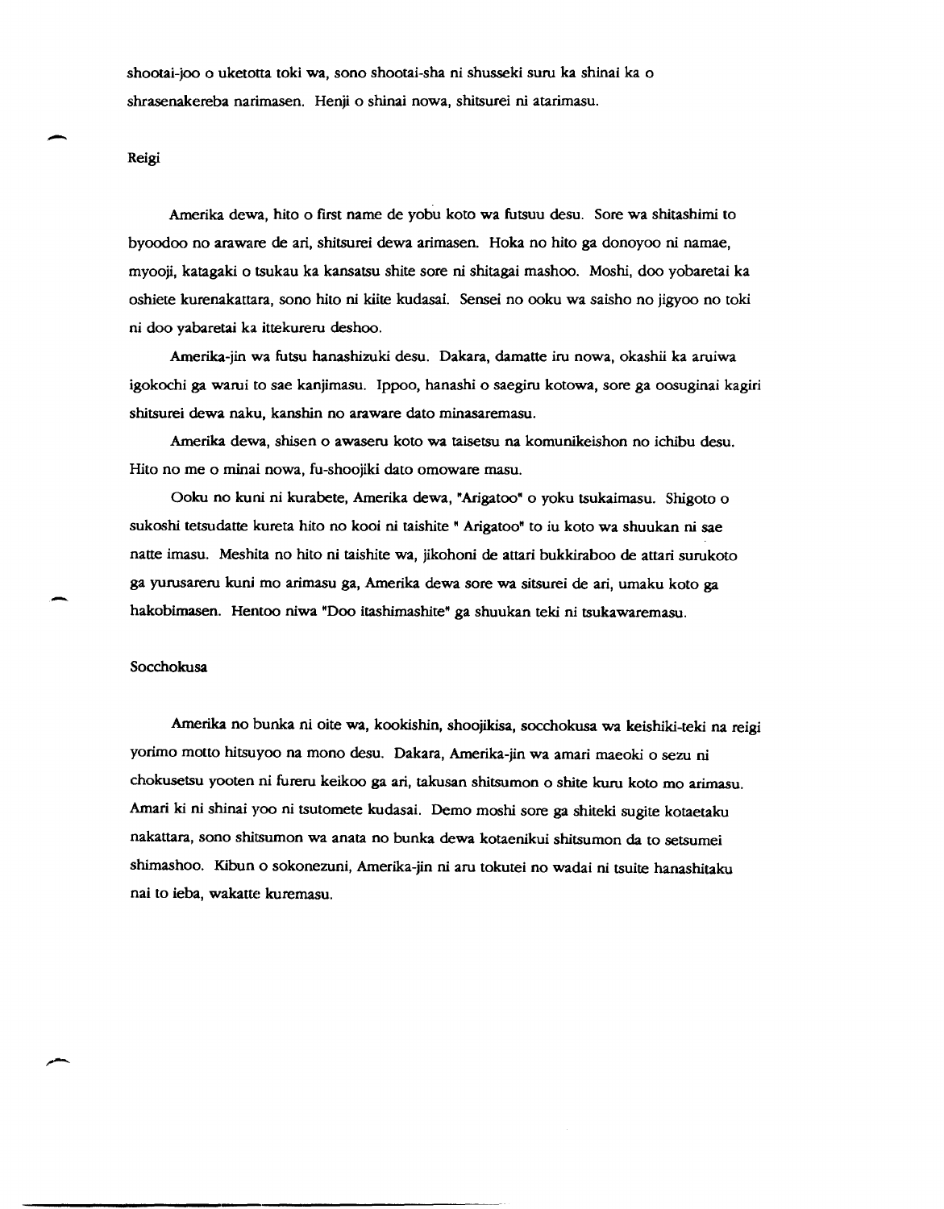shootai-joo o uketotta toki wa, sono shootai-sha ni shusseki suru ka shinai ka o shrasenakereba narimasen. Henji o shinai nowa, shitsurei ni atarimasu.

## Reigi

Amerika dewa, hito o first name de yobu koto wa futsuu desu. Sore wa shitashimi to byoodoo no araware de ari, shitsurei dewa arimasen. Hoka no hito ga donoyoo ni namae, myooji, katagaki o tsukau ka kansatsu shite sore ni shitagai mashoo. Moshi, doo yobaretai ka oshiete kurenakattara, sono hito ni kiite kudasai. Sensei no ooku wa saisho no jigyoo no toki ni doo yabaretai ka ittekureru deshoo.

Amerika-jin wa futsu hanashizuki desu. Dakara, damatte iru nowa, okashii ka aruiwa igokochi ga warui to sae kanjimasu. Ippoo, hanashi o saegiru kotowa, sore ga oosuginai kagiri shitsurei dewa naku, kanshin no araware dato minasaremasu.

Amerika dewa, shisen o awaseru koto wa taisetsu na komunikeishon no ichibu desu. Hito no me o minai nowa, fu-shoojiki dato omoware masu.

Ooku no kuni ni kurabete, Amerika dewa, "Arigatoo" o yoku tsukaimasu. Shigoto o sukoshi tetsudatte kureta hito no kooi ni taishite " Arigatoo" to iu koto wa shuukan ni sae natte imasu. Meshita no hito ni taishite wa, jikohoni de attari bukkiraboo de attari surukoto ga yurusareru kuni mo arimasu ga, Amerika dewa sore wa sitsurei de ari, umaku koto ga hakobimasen. Hentoo niwa "Doo itashimashite" ga shuukan teki ni tsukawaremasu.

## Socchokusa

Amerika no bunka ni oite wa, kookishin, shoojikisa, socchokusa wa keishiki-teki na reigi yorimo motto hitsuyoo na mono desu. Dakara, Amerika-jin wa amari maeoki o sezu ni chokusetsu yooten ni fureru keikoo ga ari, takusan shitsumon o shite kuru koto mo arimasu. Amari ki ni shinai yoo ni tsutomete kudasai. Demo moshi sore ga shiteki sugite kotaetaku nakattara, sono shitsumon wa anata no bunka dewa kotaenikui shitsumon da to setsumei shimashoo. Kibun o sokonezuni, Amerika-jin ni aru tokutei no wadai ni tsuite hanashitaku nai to ieba, wakatte kuremasu.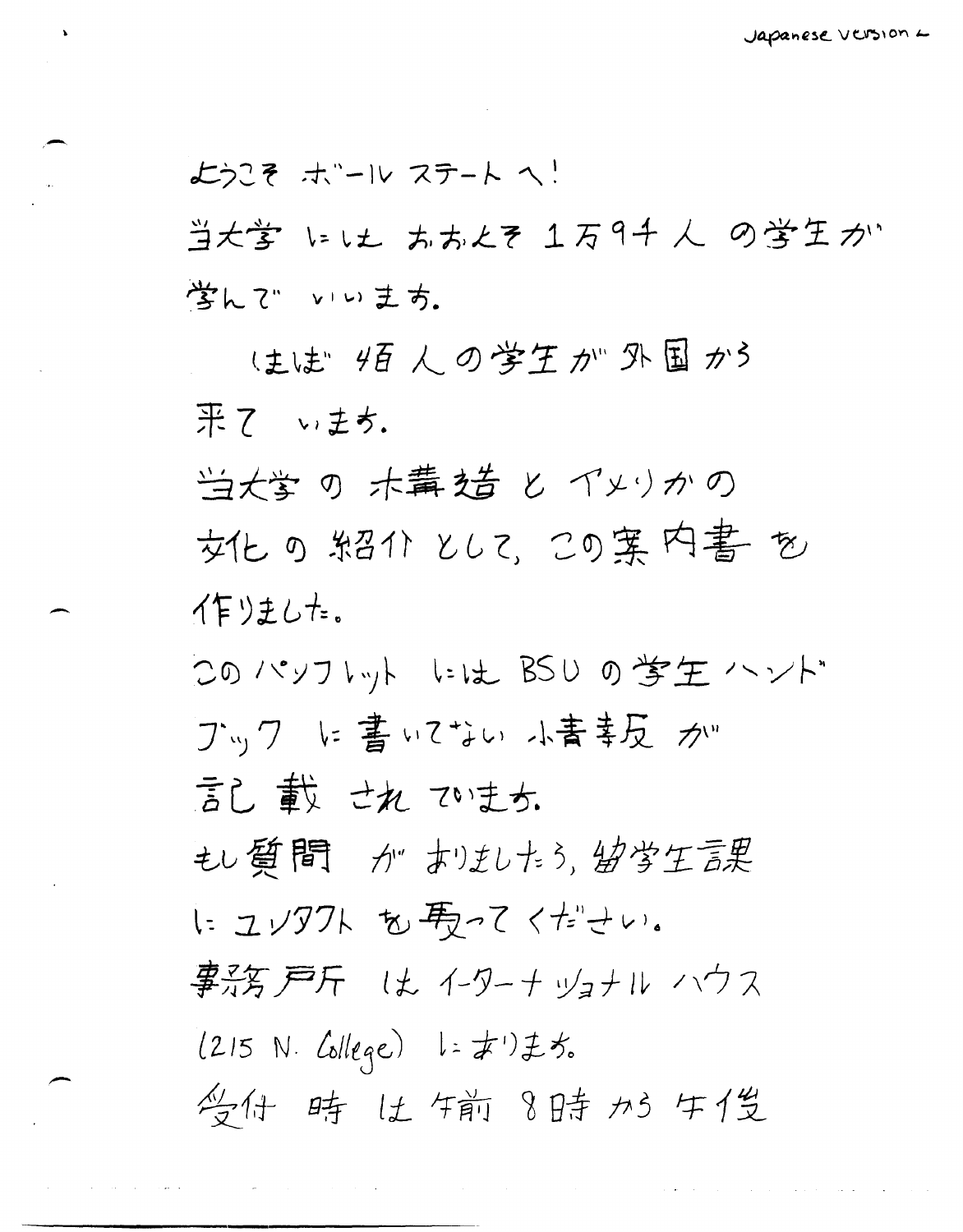ようこそ ボールステートへ!

当大学 には おおよそ 1万9千人 の学生が

学んで いいます。

ほぼ 4百人の学生が 外国から

来て います。

当大学 の 構造 と アメリカの

文化 の 紹介 として、この案内書 を

作りました。

このパンフレット には BSU の学生ハンド

ブック に 書いてない 情報 が

記載 されて います。

もし質問 が ありましたら、留学生課

にコンタクト を取ってください。

事務所 は インターナショナル ハウス

(1215 N. College) にあります。

受付 時 は 午前 8時 から 午後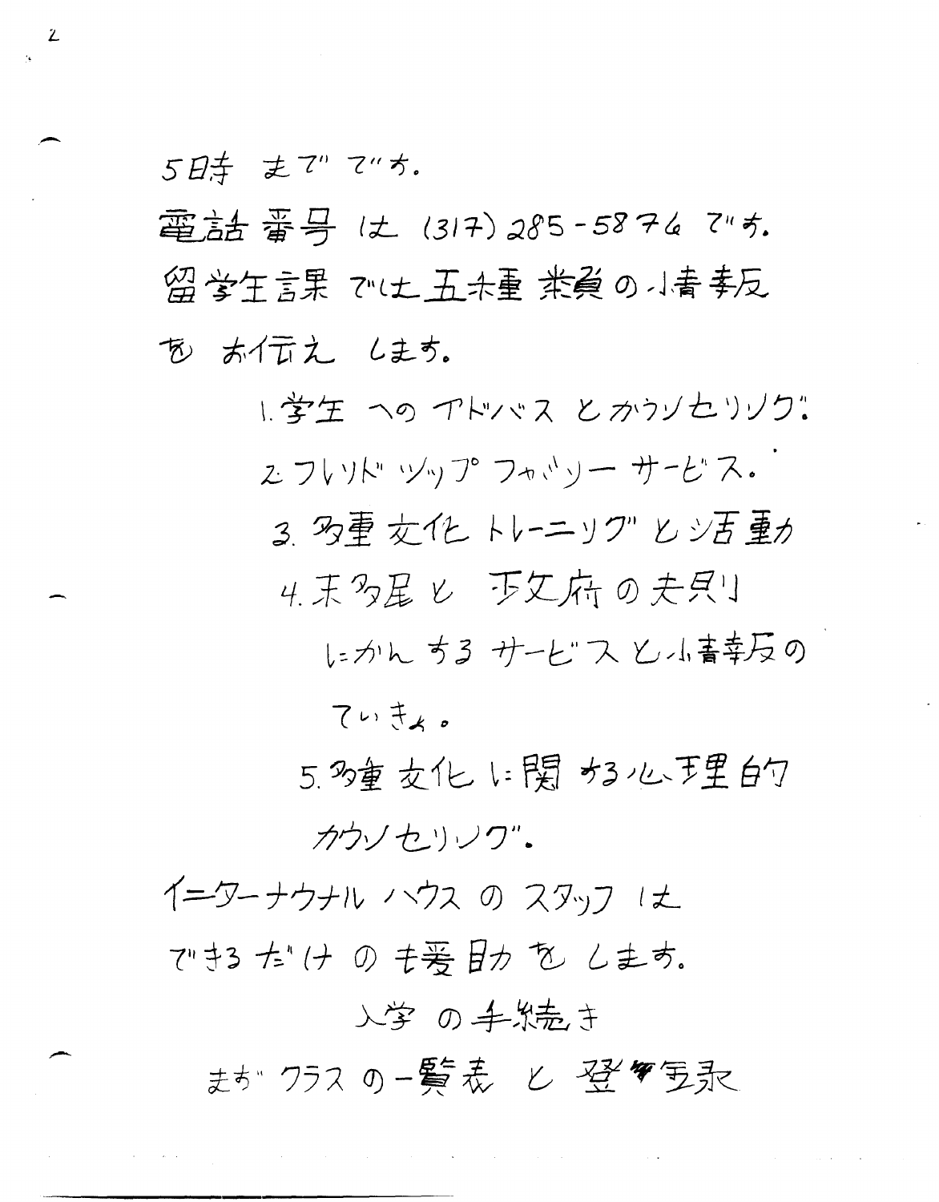5時 までです。

電話番号は (317) 285-5874 です。

留学生課では五種類の情報をお伝えします。

1. 学生へのアドバスとカウンセリング。
2. フレンドシップファミリーサービス。
3. 多重文化トレーニングと活動
4. 移民と政府の規則にかんするサービスと情報のていきょ。
5. 多重文化に関する心理的カウンセリング。

インターナショナルハウスのスタッフはできるだけの援助をします。

入学の手続き

まずクラスの一覧表と登録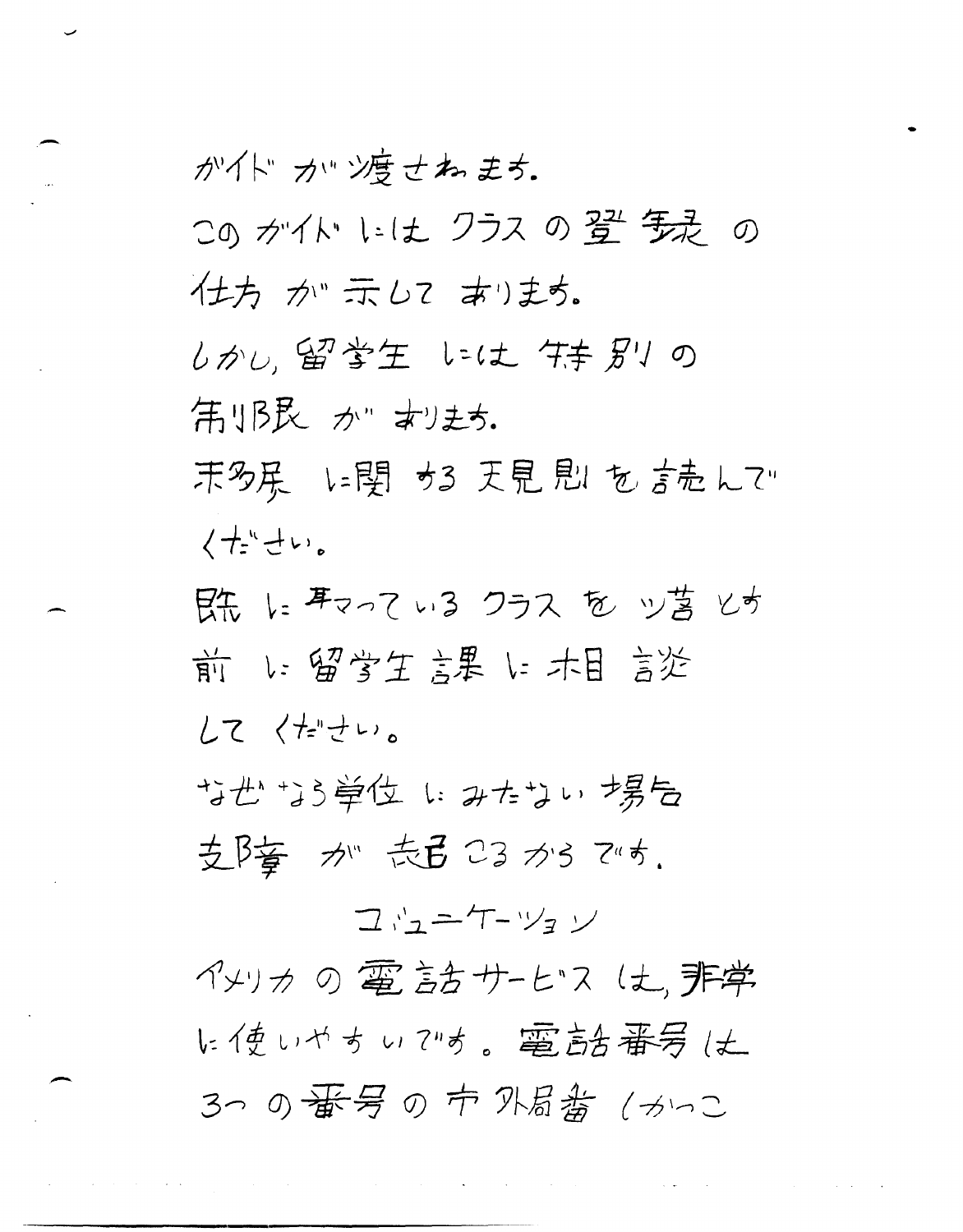ガイド が 渡されます.

この ガイド には クラス の 登録 の

仕方 が 示して あります。

しかし, 留学生 には 特別 の

制限 が あります.

移民 に関する 規則 を 読んで

ください。

既に 取っている クラス を 落とす

前 に 留学生課 に 相談

して ください。

なぜなら 単位 に みたない 場合

支障 が 起こる から です.

コミュニケーション

アメリカ の 電話サービス は, 非常

に 使いやすい です。 電話番号 は

3つ の 番号 の 市外局番 (かっこ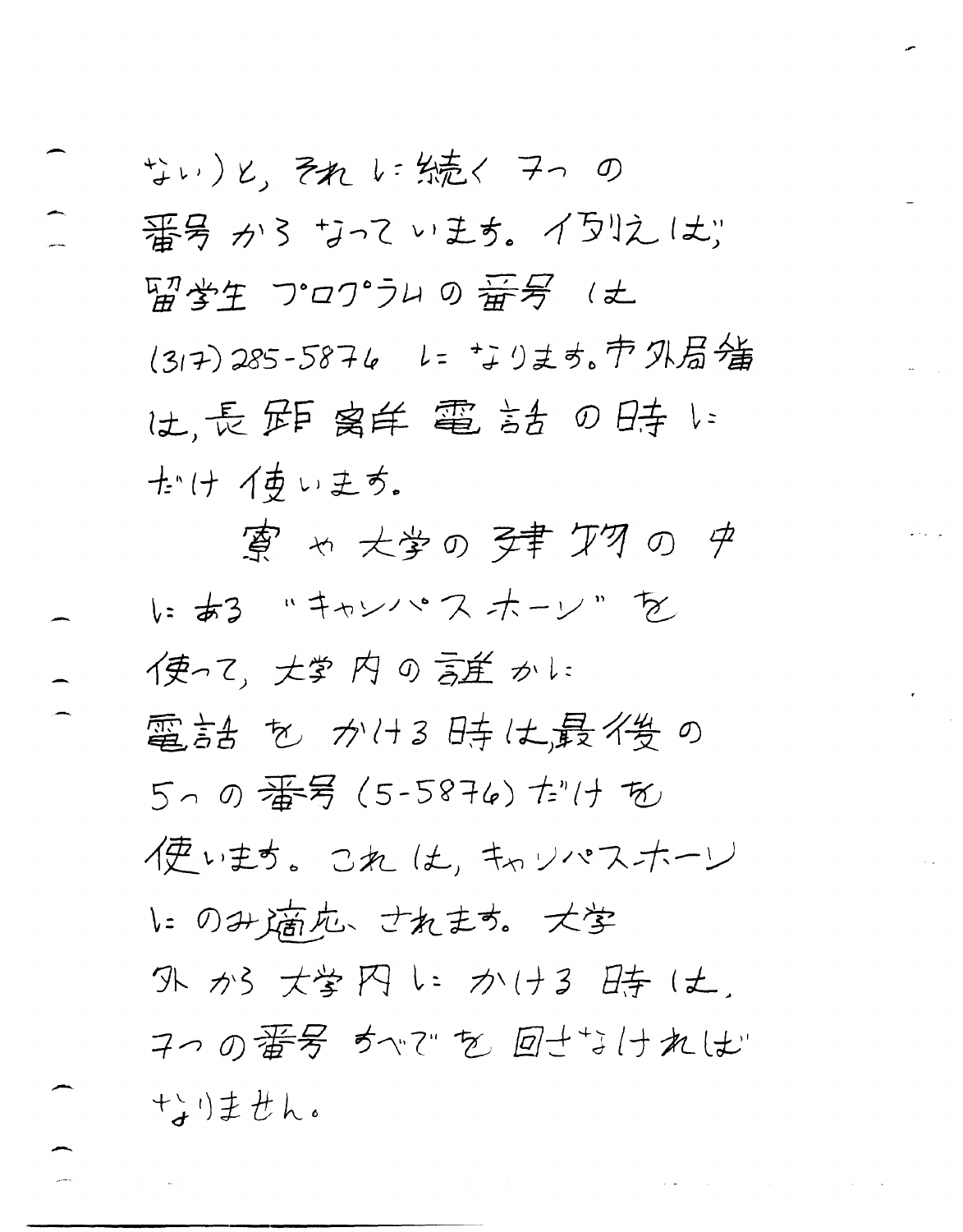ない)と、それに続く7つの番号からなっています。例えば、留学生プログラムの番号は(317)285-5876になります。市外局番は、長距離電話の時にだけ使います。

寮や大学の建物の中にある"キャンパスホーン"を使って、大学内の誰かに電話をかける時は、最後の5つの番号(5-5876)だけを使います。これは、キャンパスホーンにのみ適応されます。大学外から大学内にかける時は、7つの番号すべてを回さなければなりません。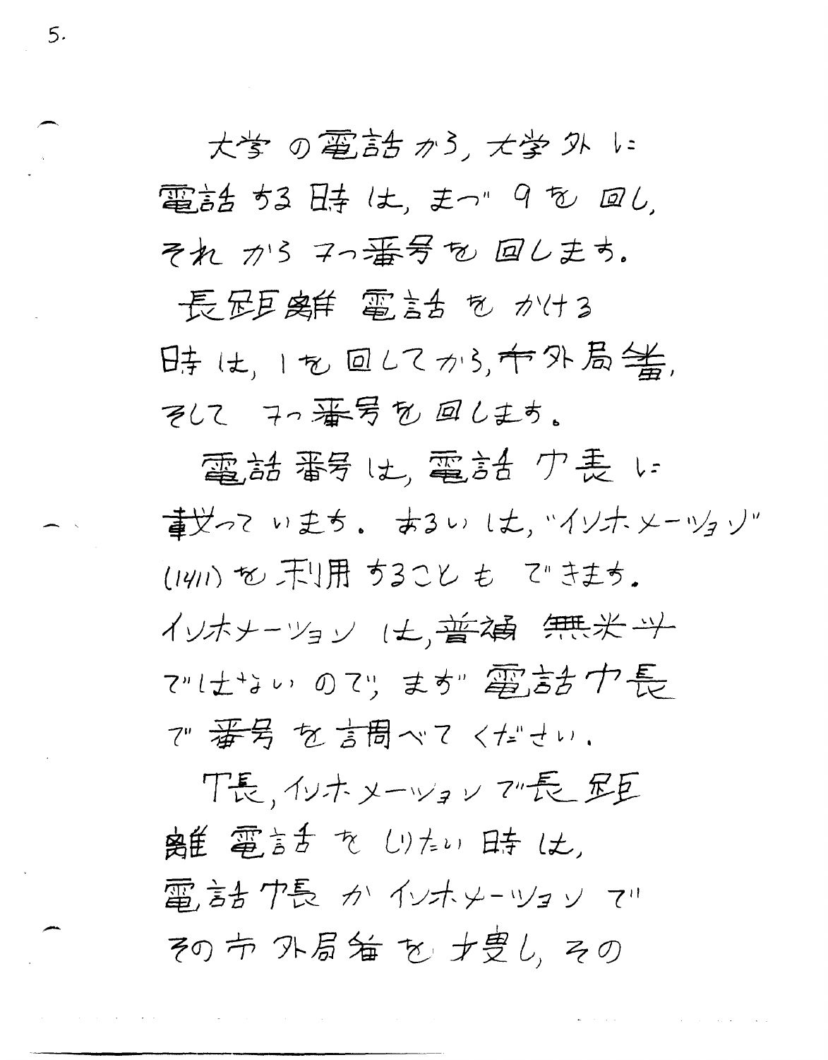大学の電話から，大学外に電話する時は，まづ9を回し，それから7つ番号を回します。

長距離電話をかける時は，1を回してから，市外局番，そして7つ番号を回します。

電話番号は，電話帳に載っています。あるいは，"インホメーション"(1411)を利用することもできます。インホメーションは，普通無料ではないので，まず電話帳で番号を調べてください。

電話帳，インホメーションで長距離電話をしたい時は，電話帳かインホメーションでその市外局番を捜し，その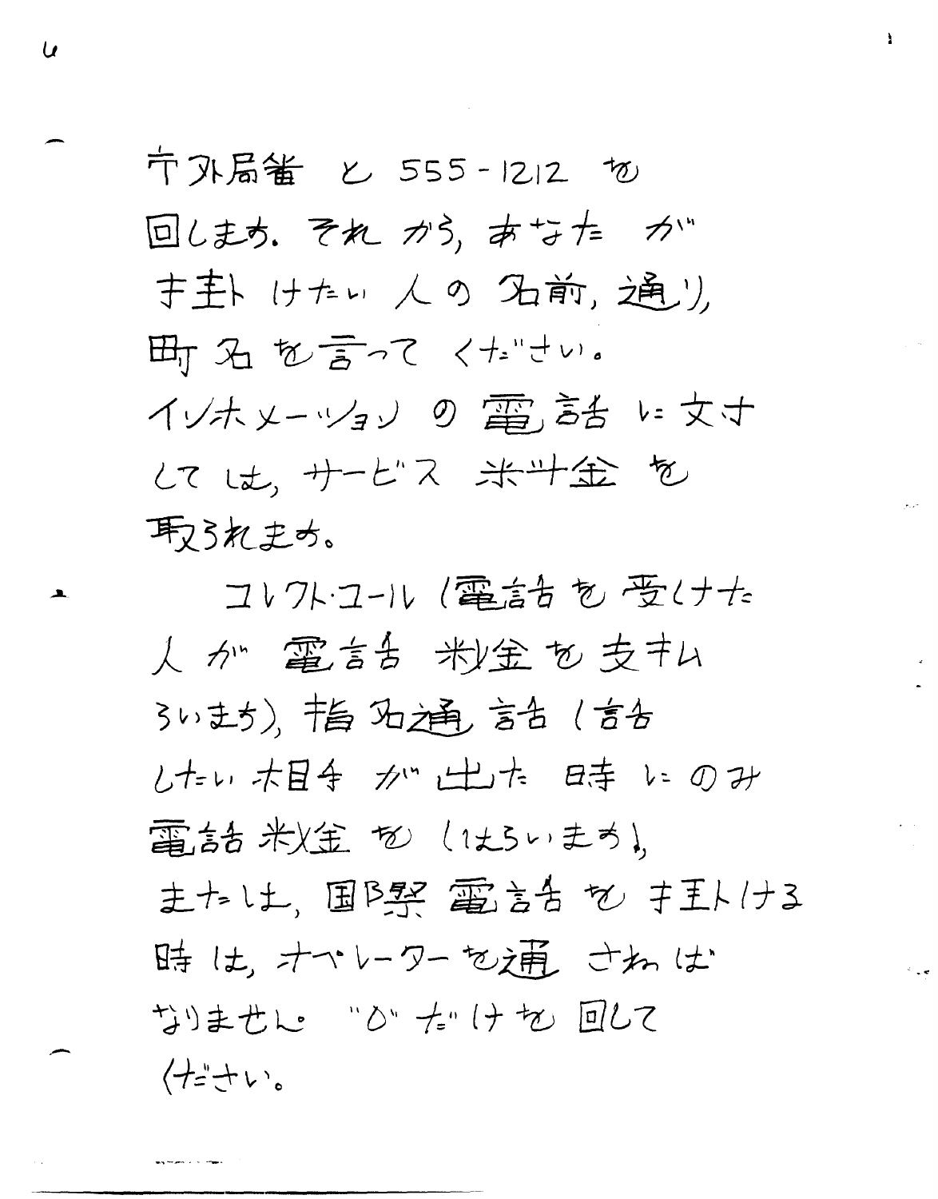市外局番 と 555-1212 を
回します。それから、あなたが
掛けたい人の名前、通り、
町名を言ってください。
インホメーションの電話に対
しては、サービス料金を
取られます。

コレクト・コール（電話を受けた
人が電話料金を支払
らいます）、指名通話（話
したい相手が出た時にのみ
電話料金をはらいます）、
または、国際電話を掛ける
時は、オペレーターを通さねば
なりません。"0"だけを回して
ください。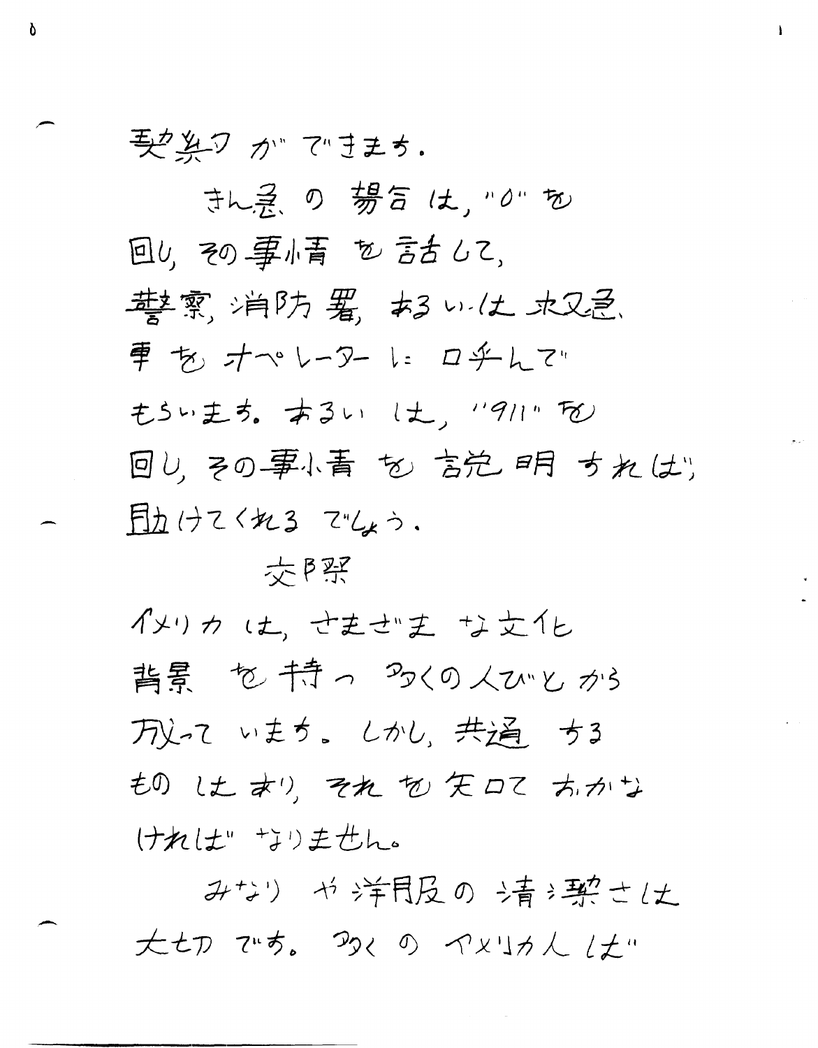契約ができます。

きん急の場合は，"0"を回し，その事情を話して，警察，消防署，あるいは救急車をオペレーターに呼んでもらいます。あるいは，"911"を回し，その事情を説明すれば，助けてくれるでしょう。

## 交際

アメリカは，さまざまな文化背景を持つ多くの人びとから成っています。しかし，共通するものはあり，それを知っておかなければなりません。

みなりや洋服の清潔さは大切です。多くのアメリカ人は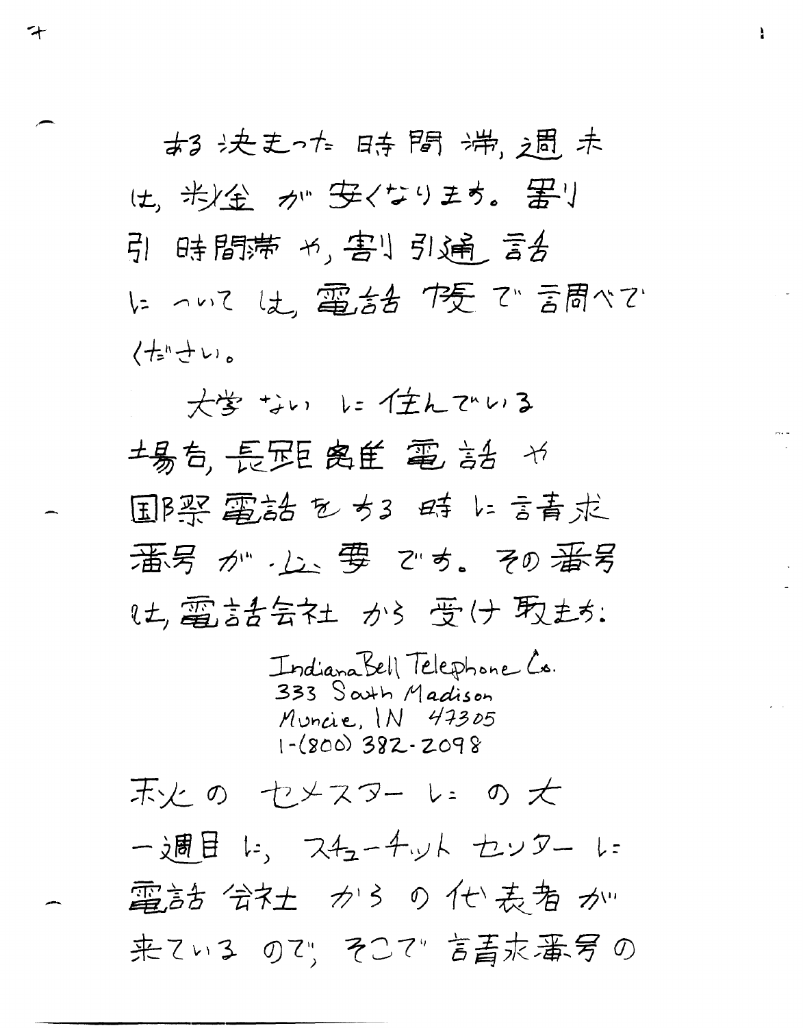ある決まった時間帯，週末は，料金が安くなります。割引時間帯や，割引通話については，電話帳で調べてください。

大学ないに住んでいる場合，長距離電話や国際電話をする時に請求番号が必要です。その番号は，電話会社から受け取ます：

Indiana Bell Telephone Co.
333 South Madison
Muncie, IN 47305
1-(800) 382-2098

秋のセメスターにの大一週目に，スチューデント センターに電話会社からの代表者が来ているので，そこで請求番号の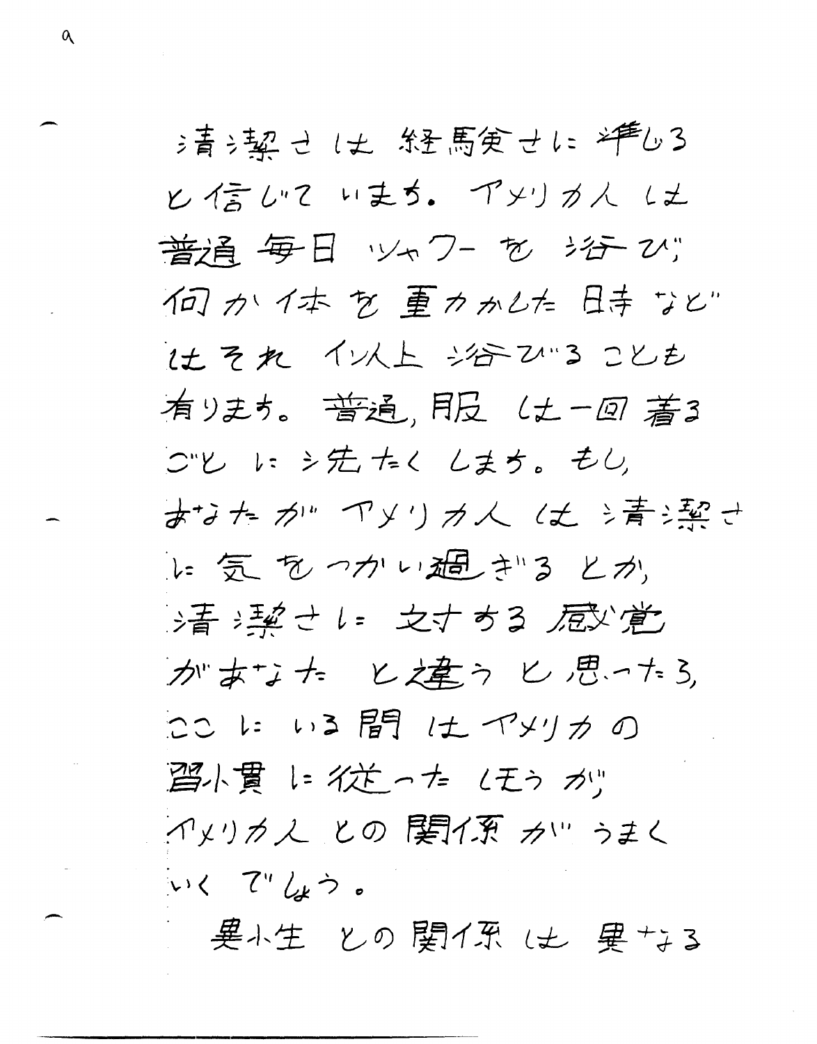清潔さは経験さに準じると信じています。アメリカ人は普通毎日シャワーを浴び、何か体を動かした時などはそれ以上浴びることも有ります。普通、服は一回着るごとに洗たくします。もし、あなたがアメリカ人は清潔さに気をつかい過ぎるとか、清潔さに対する感覚があなたと違うと思ったら、ここにいる間はアメリカの習慣に従ったほうが、アメリカ人との関係がうまくいくでしょう。

異性との関係は異なる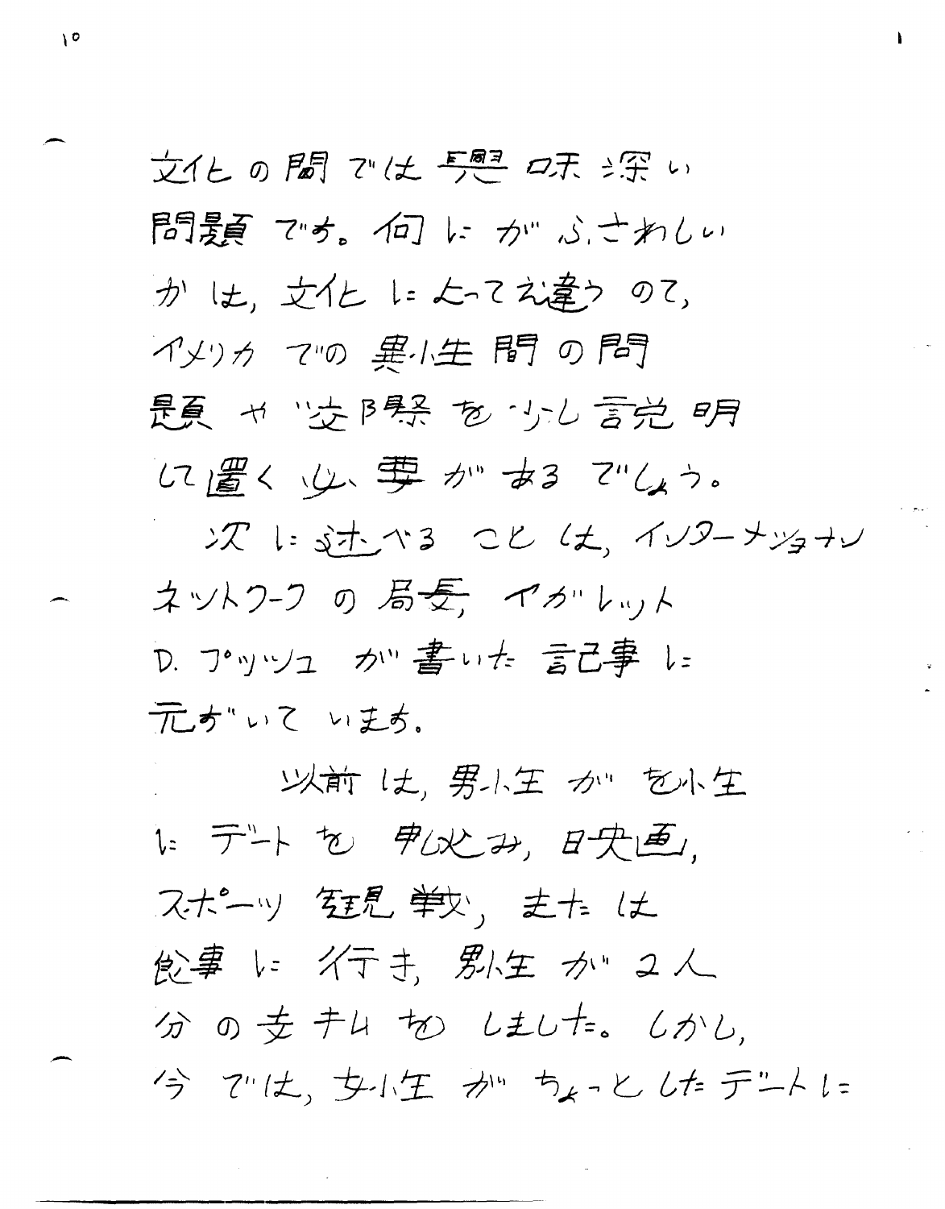文化の間では興味深い問題です。何にがふさわしいかは，文化によって違うので，アメリカでの異性間の問題や交際を少し説明して置く必要があるでしょう。

次に述べることは，インターナショナルネットワークの局長，マーガレットD. ブッシュが書いた記事に元ずいています。

以前は，男性が女性にデートを申し込み，映画，スポーツ観戦，または食事に行き，男性が2人分の支払もしました。しかし，今では，女性がちょっとしたデートに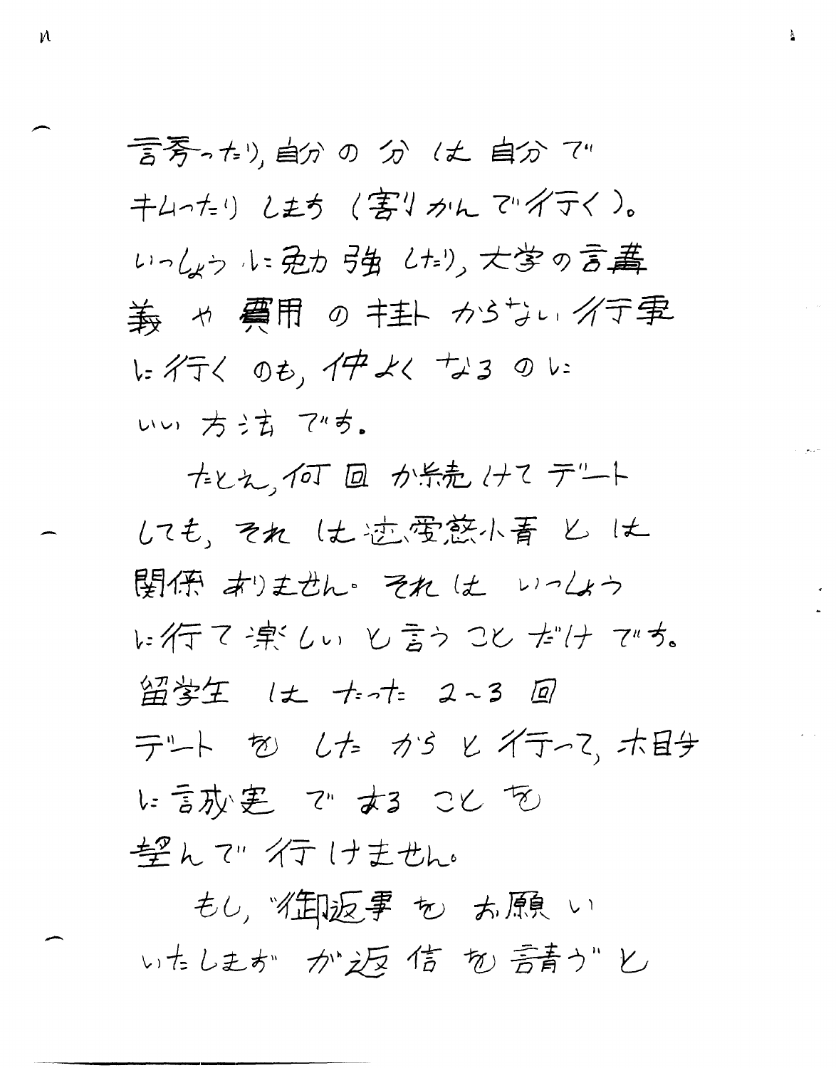誘ったり，自分の分は自分で
払ったりします（割りかんで行く）。
いっしょうに勉強したり，大学の講
義や費用の掛からない行事
に行くのも，仲よくなるのに
いい方法です。

たとえ，何回か続けてデート
しても，それは恋愛感情とは
関係ありません。それはいっしょう
に行て楽しいと言うことだけです。
留学生はたった２〜３回
デートをしたからと行って，相手
に誠実であることを
望んで行けません。

もし，"御返事をお願い
いたします"が返信を請うと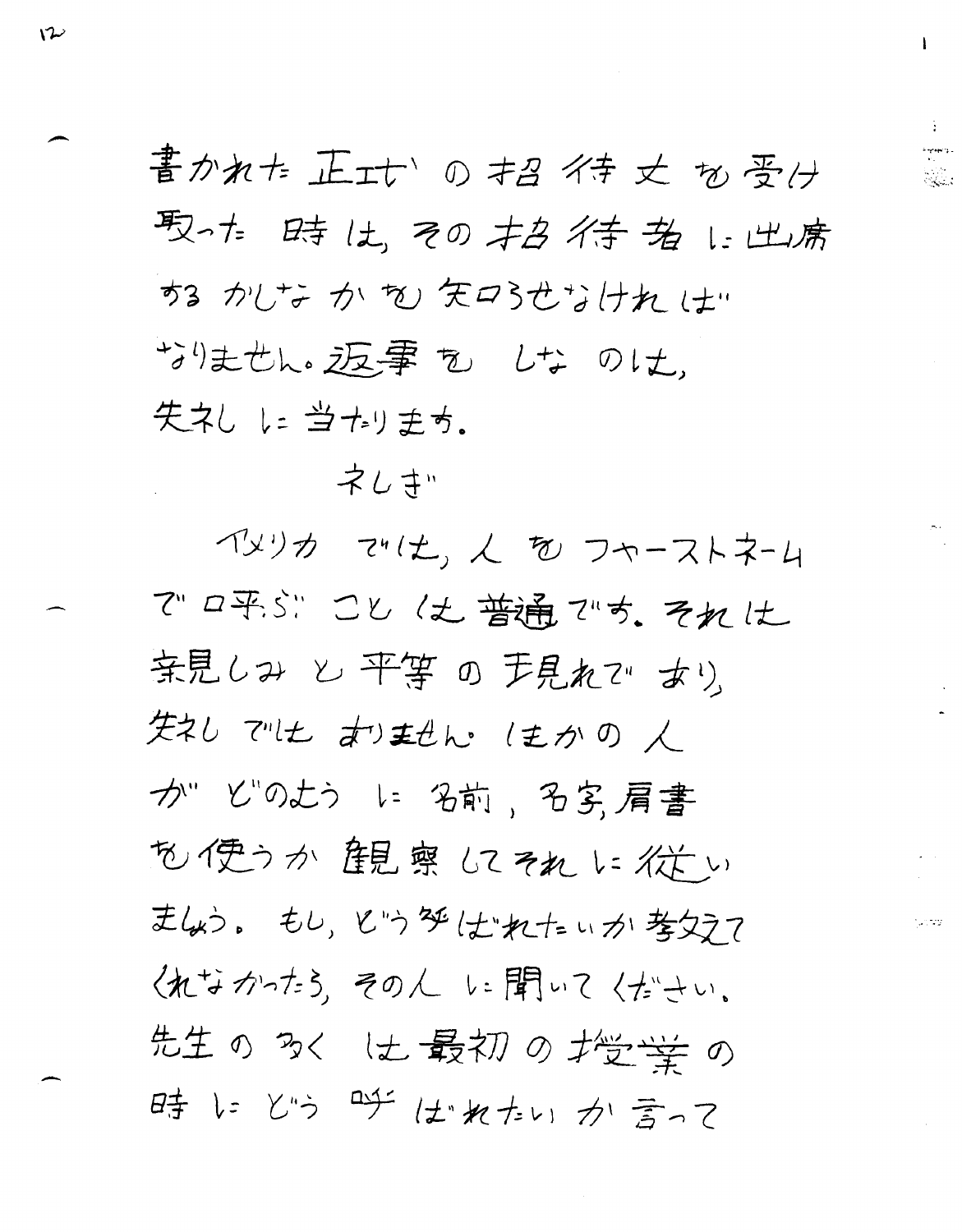書かれた正式の招待文を受け取った時は、その招待者に出席するかしなかを知らせなければなりません。返事をしなのは、失礼に当たります。

## 礼儀

アメリカでは、人をファーストネームで呼ぶことは普通です。それは親しみと平等の表れであり、失礼ではありません。ほかの人がどのように名前、名字、肩書を使うか観察してそれに従いましょう。もし、どう呼ばれたいか教えてくれなかったら、その人に聞いてください。先生の多くは最初の授業の時にどう呼ばれたいか言って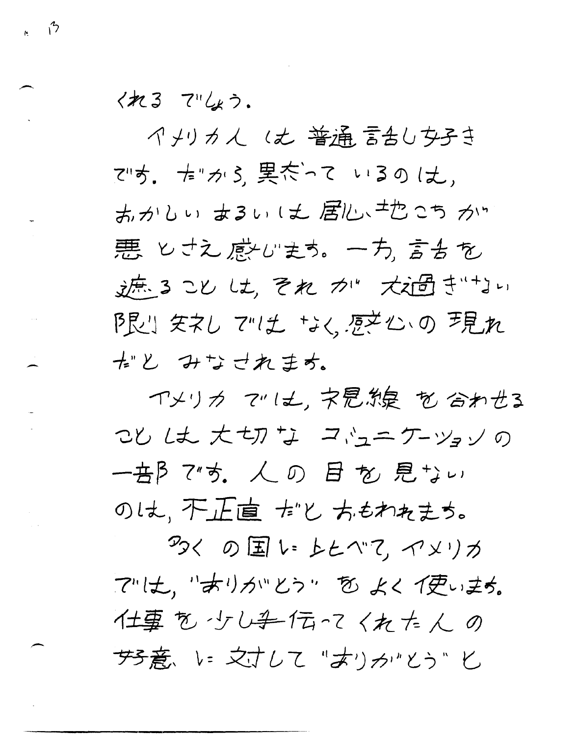くれる でしょう。

アメリカ人 は 普通 話し好き です。だから、黙っている のは、おかしい あるいは 居心地こち が 悪 とさえ 感じます。一方、話を 遮ることは、それが 大過ぎない 限り 失礼 ではなく、感心の 現れ だと みなされます。

アメリカ では、視線 を 合わせる ことは 大切な コミュニケーション の 一部 です。人の 目 を 見ない のは、不正直 だと おもわれます。

多く の 国に 比べて、アメリカ では、"ありがとう" を よく 使います。仕事 を 少し手伝ってくれた人 の 好意 に 対して "ありがとう" と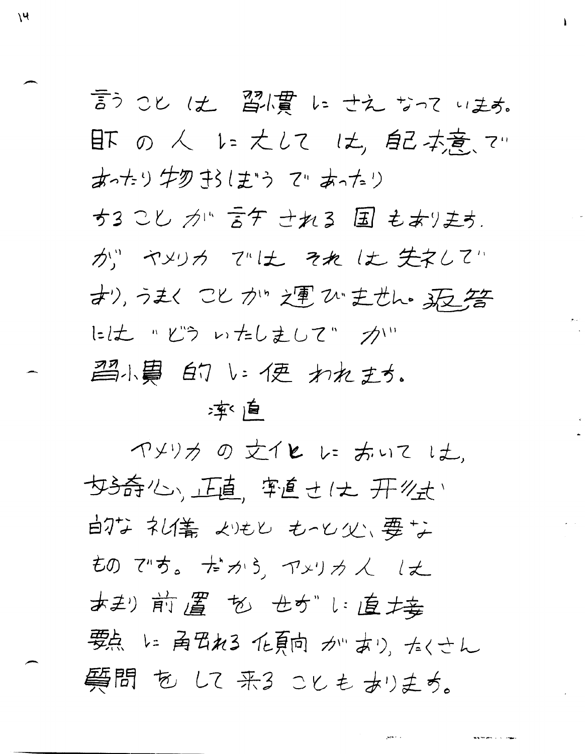言うことは習慣にさえなっています。目下の人に対しては、無愛想であったり物ぶっきらぼうであったりすることが許される国もあります。が、アメリカではそれは失礼であり、うまくことが運びません。返答には"どういたしまして"が習慣的に使われます。

## 率直

アメリカの文化においては、好奇心、正直、率直さは形式的な礼儀よりももっと必要なものです。だから、アメリカ人はあまり前置をせずに直接要点に触れる傾向があり、たくさん質問をして来ることもあります。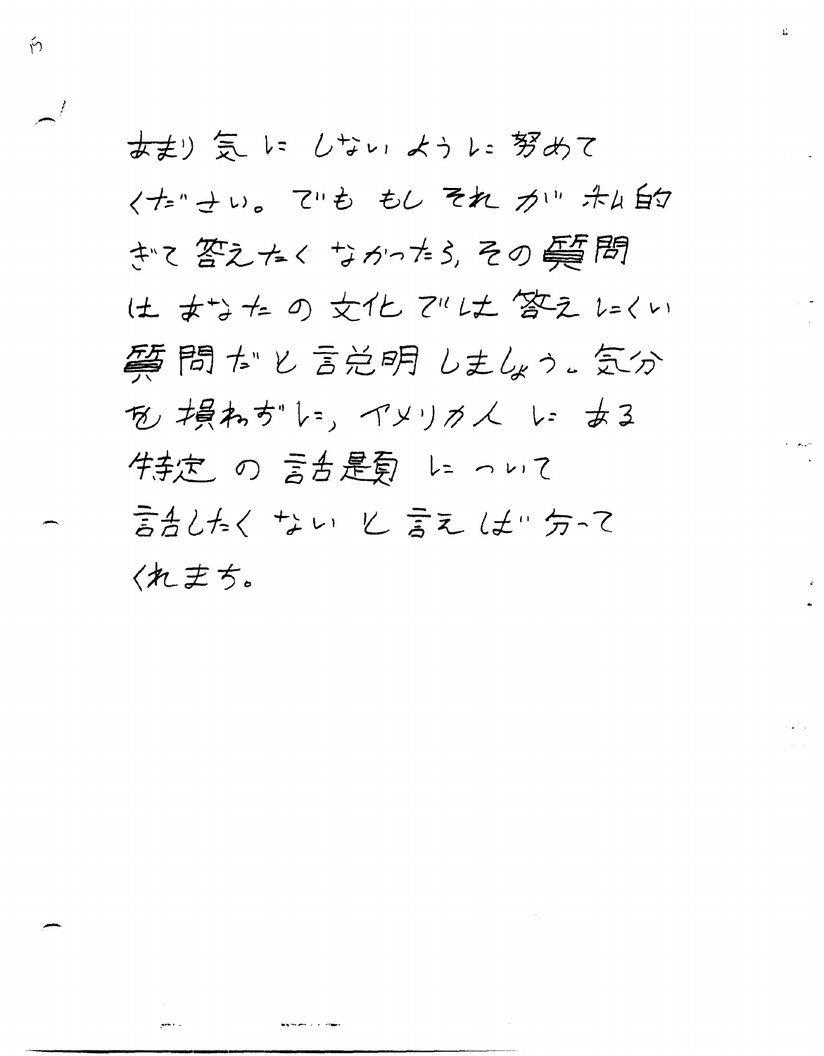あまり気にしないように努めてください。でももしそれが私的ぎて答えたくなかったら、その質問はあなたの文化では答えにくい質問だと説明しましょう。気分を損わずに、アメリカ人にある特定の話題について話したくないと言えば分ってくれます。